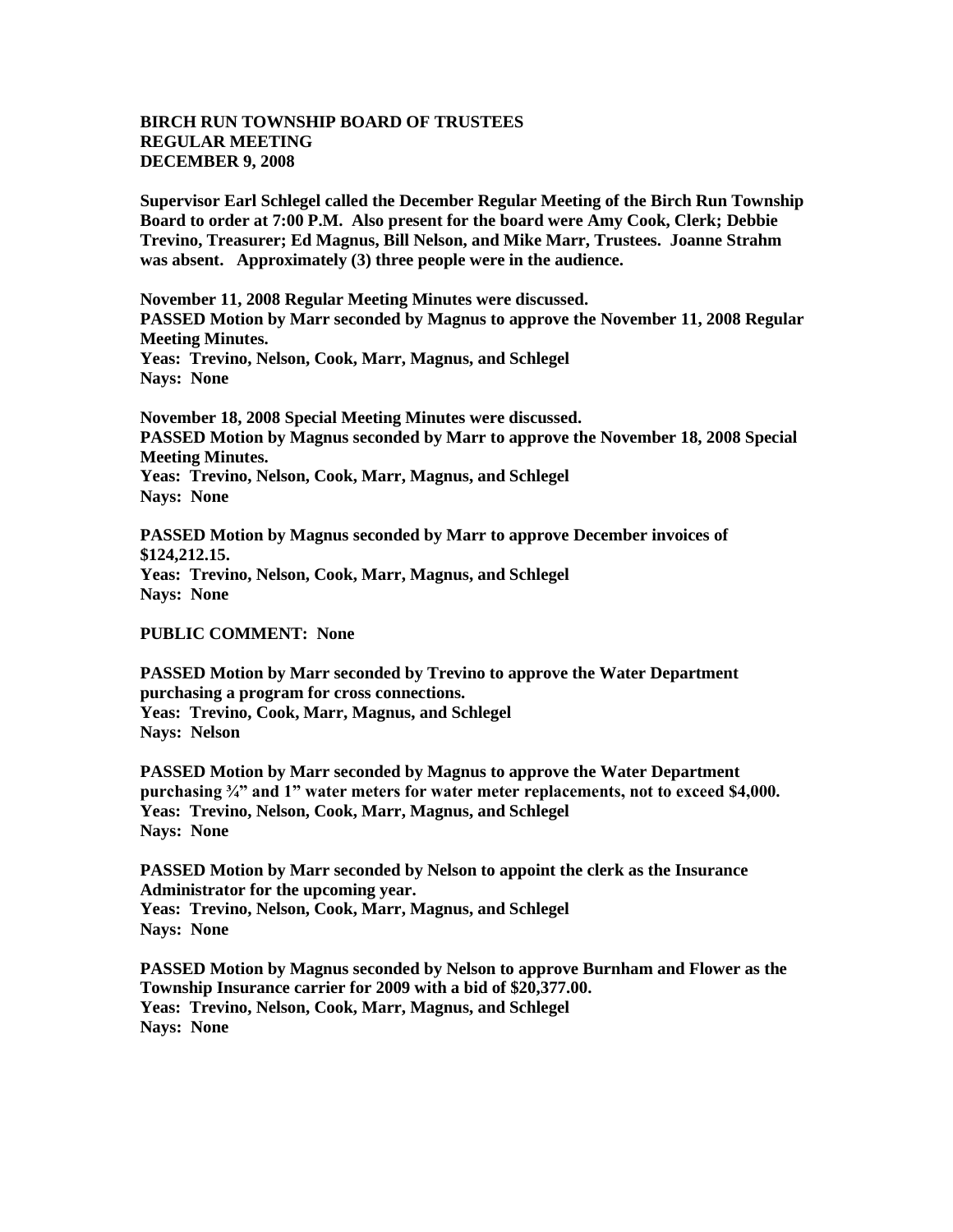**BIRCH RUN TOWNSHIP BOARD OF TRUSTEES**
**REGULAR MEETING**
**DECEMBER 9, 2008**

**Supervisor Earl Schlegel called the December Regular Meeting of the Birch Run Township Board to order at 7:00 P.M. Also present for the board were Amy Cook, Clerk; Debbie Trevino, Treasurer; Ed Magnus, Bill Nelson, and Mike Marr, Trustees. Joanne Strahm was absent. Approximately (3) three people were in the audience.**

**November 11, 2008 Regular Meeting Minutes were discussed.**
**PASSED Motion by Marr seconded by Magnus to approve the November 11, 2008 Regular Meeting Minutes.**
**Yeas: Trevino, Nelson, Cook, Marr, Magnus, and Schlegel**
**Nays: None**

**November 18, 2008 Special Meeting Minutes were discussed.**
**PASSED Motion by Magnus seconded by Marr to approve the November 18, 2008 Special Meeting Minutes.**
**Yeas: Trevino, Nelson, Cook, Marr, Magnus, and Schlegel**
**Nays: None**

**PASSED Motion by Magnus seconded by Marr to approve December invoices of $124,212.15.**
**Yeas: Trevino, Nelson, Cook, Marr, Magnus, and Schlegel**
**Nays: None**

**PUBLIC COMMENT: None**

**PASSED Motion by Marr seconded by Trevino to approve the Water Department purchasing a program for cross connections.**
**Yeas: Trevino, Cook, Marr, Magnus, and Schlegel**
**Nays: Nelson**

**PASSED Motion by Marr seconded by Magnus to approve the Water Department purchasing ¾" and 1" water meters for water meter replacements, not to exceed $4,000.**
**Yeas: Trevino, Nelson, Cook, Marr, Magnus, and Schlegel**
**Nays: None**

**PASSED Motion by Marr seconded by Nelson to appoint the clerk as the Insurance Administrator for the upcoming year.**
**Yeas: Trevino, Nelson, Cook, Marr, Magnus, and Schlegel**
**Nays: None**

**PASSED Motion by Magnus seconded by Nelson to approve Burnham and Flower as the Township Insurance carrier for 2009 with a bid of $20,377.00.**
**Yeas: Trevino, Nelson, Cook, Marr, Magnus, and Schlegel**
**Nays: None**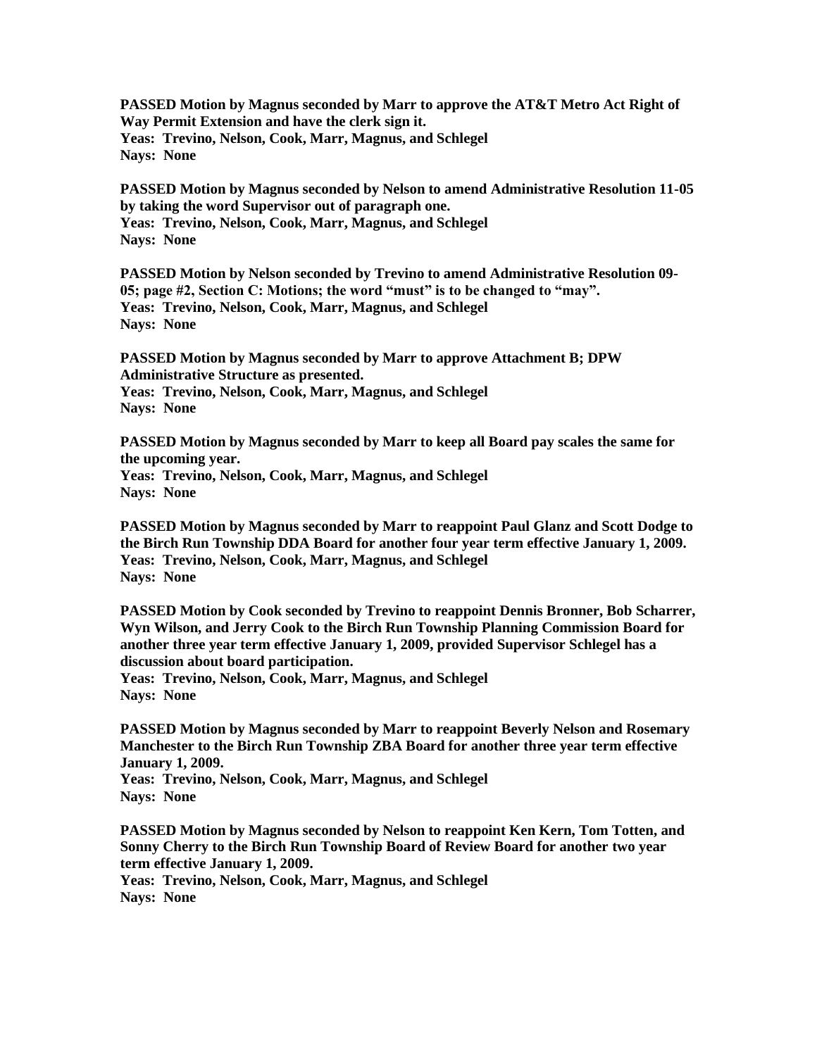**PASSED Motion by Magnus seconded by Marr to approve the AT&T Metro Act Right of Way Permit Extension and have the clerk sign it.**
**Yeas: Trevino, Nelson, Cook, Marr, Magnus, and Schlegel**
**Nays: None**

**PASSED Motion by Magnus seconded by Nelson to amend Administrative Resolution 11-05 by taking the word Supervisor out of paragraph one.**
**Yeas: Trevino, Nelson, Cook, Marr, Magnus, and Schlegel**
**Nays: None**

**PASSED Motion by Nelson seconded by Trevino to amend Administrative Resolution 09-05; page #2, Section C: Motions; the word "must" is to be changed to "may".**
**Yeas: Trevino, Nelson, Cook, Marr, Magnus, and Schlegel**
**Nays: None**

**PASSED Motion by Magnus seconded by Marr to approve Attachment B; DPW Administrative Structure as presented.**
**Yeas: Trevino, Nelson, Cook, Marr, Magnus, and Schlegel**
**Nays: None**

**PASSED Motion by Magnus seconded by Marr to keep all Board pay scales the same for the upcoming year.**
**Yeas: Trevino, Nelson, Cook, Marr, Magnus, and Schlegel**
**Nays: None**

**PASSED Motion by Magnus seconded by Marr to reappoint Paul Glanz and Scott Dodge to the Birch Run Township DDA Board for another four year term effective January 1, 2009.**
**Yeas: Trevino, Nelson, Cook, Marr, Magnus, and Schlegel**
**Nays: None**

**PASSED Motion by Cook seconded by Trevino to reappoint Dennis Bronner, Bob Scharrer, Wyn Wilson, and Jerry Cook to the Birch Run Township Planning Commission Board for another three year term effective January 1, 2009, provided Supervisor Schlegel has a discussion about board participation.**
**Yeas: Trevino, Nelson, Cook, Marr, Magnus, and Schlegel**
**Nays: None**

**PASSED Motion by Magnus seconded by Marr to reappoint Beverly Nelson and Rosemary Manchester to the Birch Run Township ZBA Board for another three year term effective January 1, 2009.**
**Yeas: Trevino, Nelson, Cook, Marr, Magnus, and Schlegel**
**Nays: None**

**PASSED Motion by Magnus seconded by Nelson to reappoint Ken Kern, Tom Totten, and Sonny Cherry to the Birch Run Township Board of Review Board for another two year term effective January 1, 2009.**
**Yeas: Trevino, Nelson, Cook, Marr, Magnus, and Schlegel**
**Nays: None**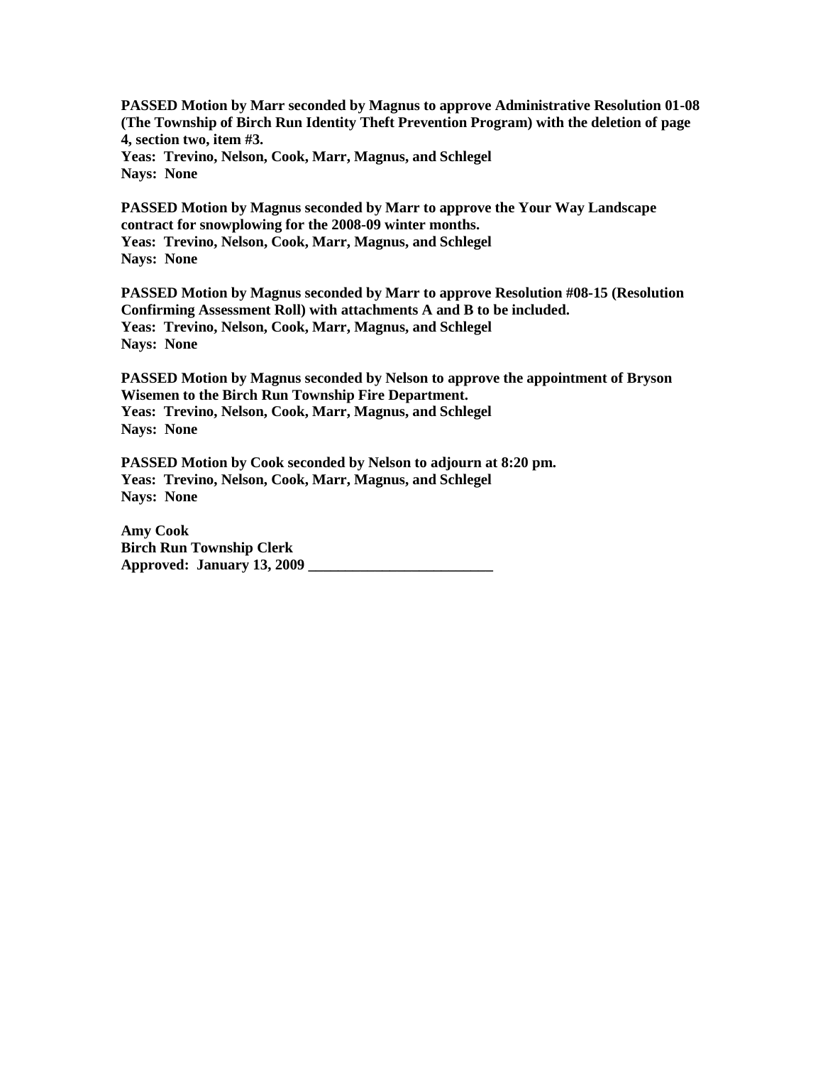**PASSED Motion by Marr seconded by Magnus to approve Administrative Resolution 01-08 (The Township of Birch Run Identity Theft Prevention Program) with the deletion of page 4, section two, item #3.**
**Yeas: Trevino, Nelson, Cook, Marr, Magnus, and Schlegel**
**Nays: None**

**PASSED Motion by Magnus seconded by Marr to approve the Your Way Landscape contract for snowplowing for the 2008-09 winter months.**
**Yeas: Trevino, Nelson, Cook, Marr, Magnus, and Schlegel**
**Nays: None**

**PASSED Motion by Magnus seconded by Marr to approve Resolution #08-15 (Resolution Confirming Assessment Roll) with attachments A and B to be included.**
**Yeas: Trevino, Nelson, Cook, Marr, Magnus, and Schlegel**
**Nays: None**

**PASSED Motion by Magnus seconded by Nelson to approve the appointment of Bryson Wisemen to the Birch Run Township Fire Department.**
**Yeas: Trevino, Nelson, Cook, Marr, Magnus, and Schlegel**
**Nays: None**

**PASSED Motion by Cook seconded by Nelson to adjourn at 8:20 pm.**
**Yeas: Trevino, Nelson, Cook, Marr, Magnus, and Schlegel**
**Nays: None**

**Amy Cook**
**Birch Run Township Clerk**
**Approved: January 13, 2009 _________________________**